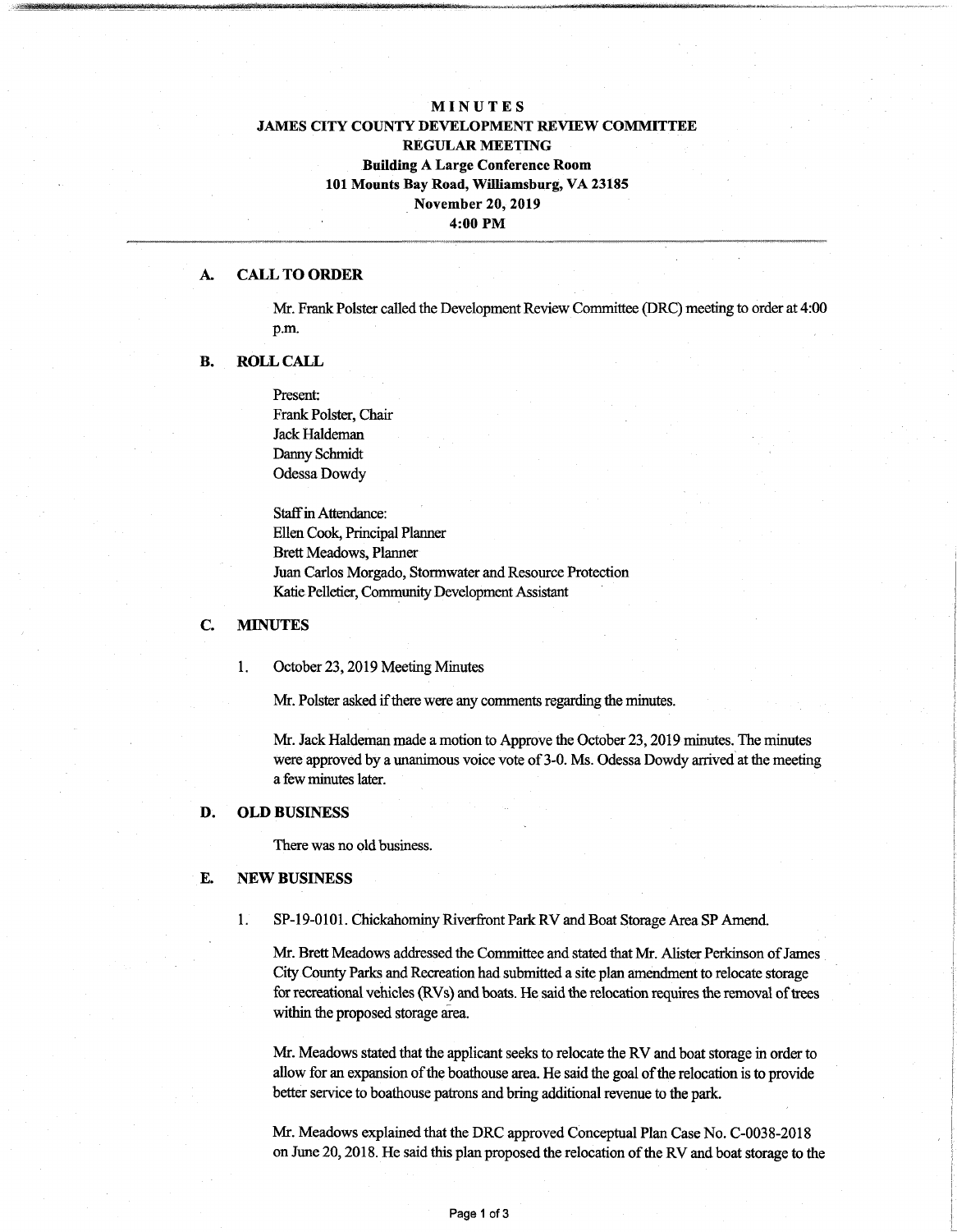# MINUTES
## JAMES CITY COUNTY DEVELOPMENT REVIEW COMMITTEE
## REGULAR MEETING
**Building A Large Conference Room**
**101 Mounts Bay Road, Williamsburg, VA 23185**
**November 20, 2019**
**4:00 PM**

---

## A. CALL TO ORDER

Mr. Frank Polster called the Development Review Committee (DRC) meeting to order at 4:00 p.m.

## B. ROLL CALL

Present:
Frank Polster, Chair
Jack Haldeman
Danny Schmidt
Odessa Dowdy

Staff in Attendance:
Ellen Cook, Principal Planner
Brett Meadows, Planner
Juan Carlos Morgado, Stormwater and Resource Protection
Katie Pelletier, Community Development Assistant

## C. MINUTES

1. October 23, 2019 Meeting Minutes

Mr. Polster asked if there were any comments regarding the minutes.

Mr. Jack Haldeman made a motion to Approve the October 23, 2019 minutes. The minutes were approved by a unanimous voice vote of 3-0. Ms. Odessa Dowdy arrived at the meeting a few minutes later.

## D. OLD BUSINESS

There was no old business.

## E. NEW BUSINESS

1. SP-19-0101. Chickahominy Riverfront Park RV and Boat Storage Area SP Amend.

Mr. Brett Meadows addressed the Committee and stated that Mr. Alister Perkinson of James City County Parks and Recreation had submitted a site plan amendment to relocate storage for recreational vehicles (RVs) and boats. He said the relocation requires the removal of trees within the proposed storage area.

Mr. Meadows stated that the applicant seeks to relocate the RV and boat storage in order to allow for an expansion of the boathouse area. He said the goal of the relocation is to provide better service to boathouse patrons and bring additional revenue to the park.

Mr. Meadows explained that the DRC approved Conceptual Plan Case No. C-0038-2018 on June 20, 2018. He said this plan proposed the relocation of the RV and boat storage to the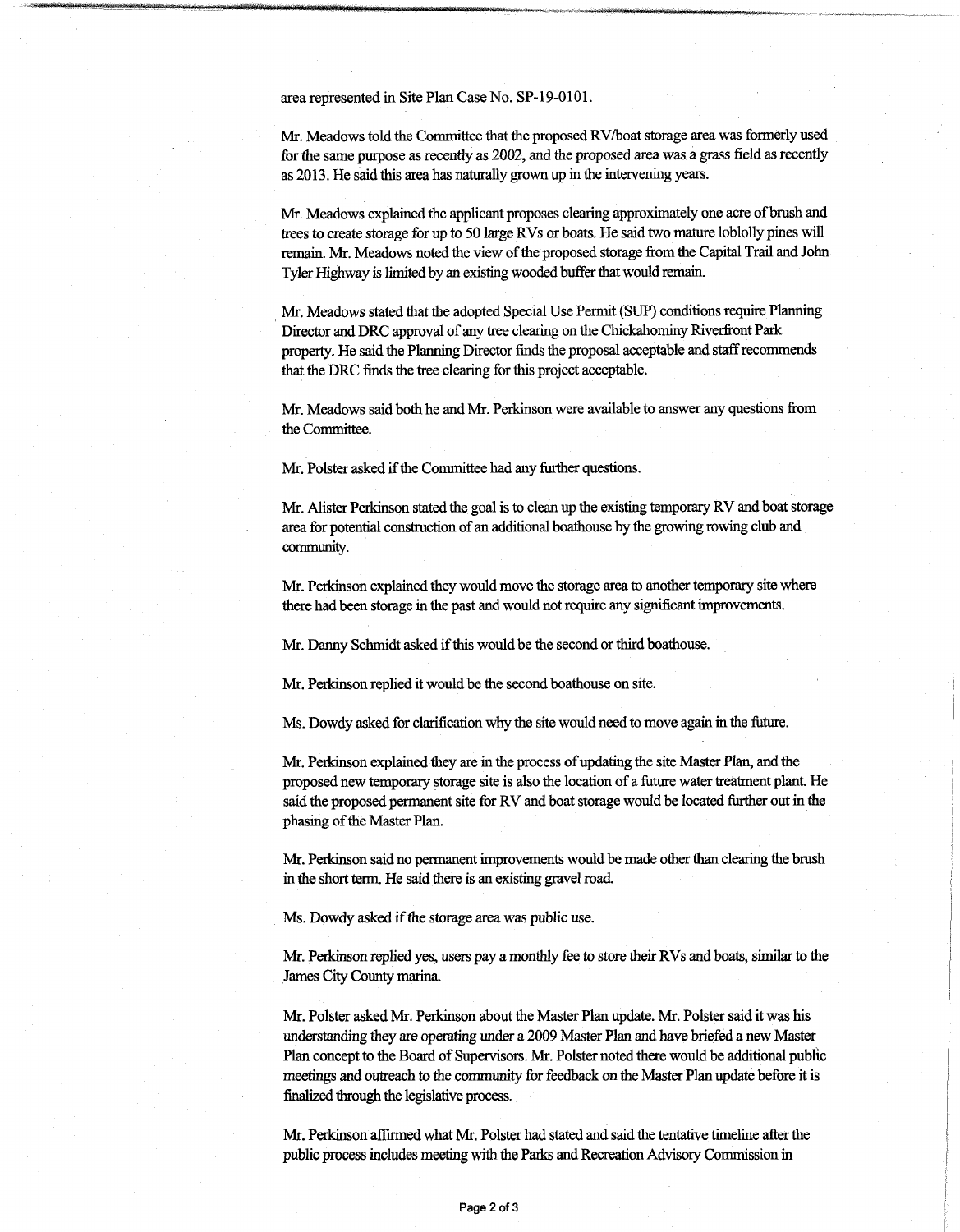area represented in Site Plan Case No. SP-19-0101.

Mr. Meadows told the Committee that the proposed RV/boat storage area was formerly used for the same purpose as recently as 2002, and the proposed area was a grass field as recently as 2013. He said this area has naturally grown up in the intervening years.

Mr. Meadows explained the applicant proposes clearing approximately one acre of brush and trees to create storage for up to 50 large RVs or boats. He said two mature loblolly pines will remain. Mr. Meadows noted the view of the proposed storage from the Capital Trail and John Tyler Highway is limited by an existing wooded buffer that would remain.

Mr. Meadows stated that the adopted Special Use Permit (SUP) conditions require Planning Director and DRC approval of any tree clearing on the Chickahominy Riverfront Park property. He said the Planning Director finds the proposal acceptable and staff recommends that the DRC finds the tree clearing for this project acceptable.

Mr. Meadows said both he and Mr. Perkinson were available to answer any questions from the Committee.

Mr. Polster asked if the Committee had any further questions.

Mr. Alister Perkinson stated the goal is to clean up the existing temporary RV and boat storage area for potential construction of an additional boathouse by the growing rowing club and community.

Mr. Perkinson explained they would move the storage area to another temporary site where there had been storage in the past and would not require any significant improvements.

Mr. Danny Schmidt asked if this would be the second or third boathouse.

Mr. Perkinson replied it would be the second boathouse on site.

Ms. Dowdy asked for clarification why the site would need to move again in the future.

Mr. Perkinson explained they are in the process of updating the site Master Plan, and the proposed new temporary storage site is also the location of a future water treatment plant. He said the proposed permanent site for RV and boat storage would be located further out in the phasing of the Master Plan.

Mr. Perkinson said no permanent improvements would be made other than clearing the brush in the short term. He said there is an existing gravel road.

Ms. Dowdy asked if the storage area was public use.

Mr. Perkinson replied yes, users pay a monthly fee to store their RVs and boats, similar to the James City County marina.

Mr. Polster asked Mr. Perkinson about the Master Plan update. Mr. Polster said it was his understanding they are operating under a 2009 Master Plan and have briefed a new Master Plan concept to the Board of Supervisors. Mr. Polster noted there would be additional public meetings and outreach to the community for feedback on the Master Plan update before it is finalized through the legislative process.

Mr. Perkinson affirmed what Mr. Polster had stated and said the tentative timeline after the public process includes meeting with the Parks and Recreation Advisory Commission in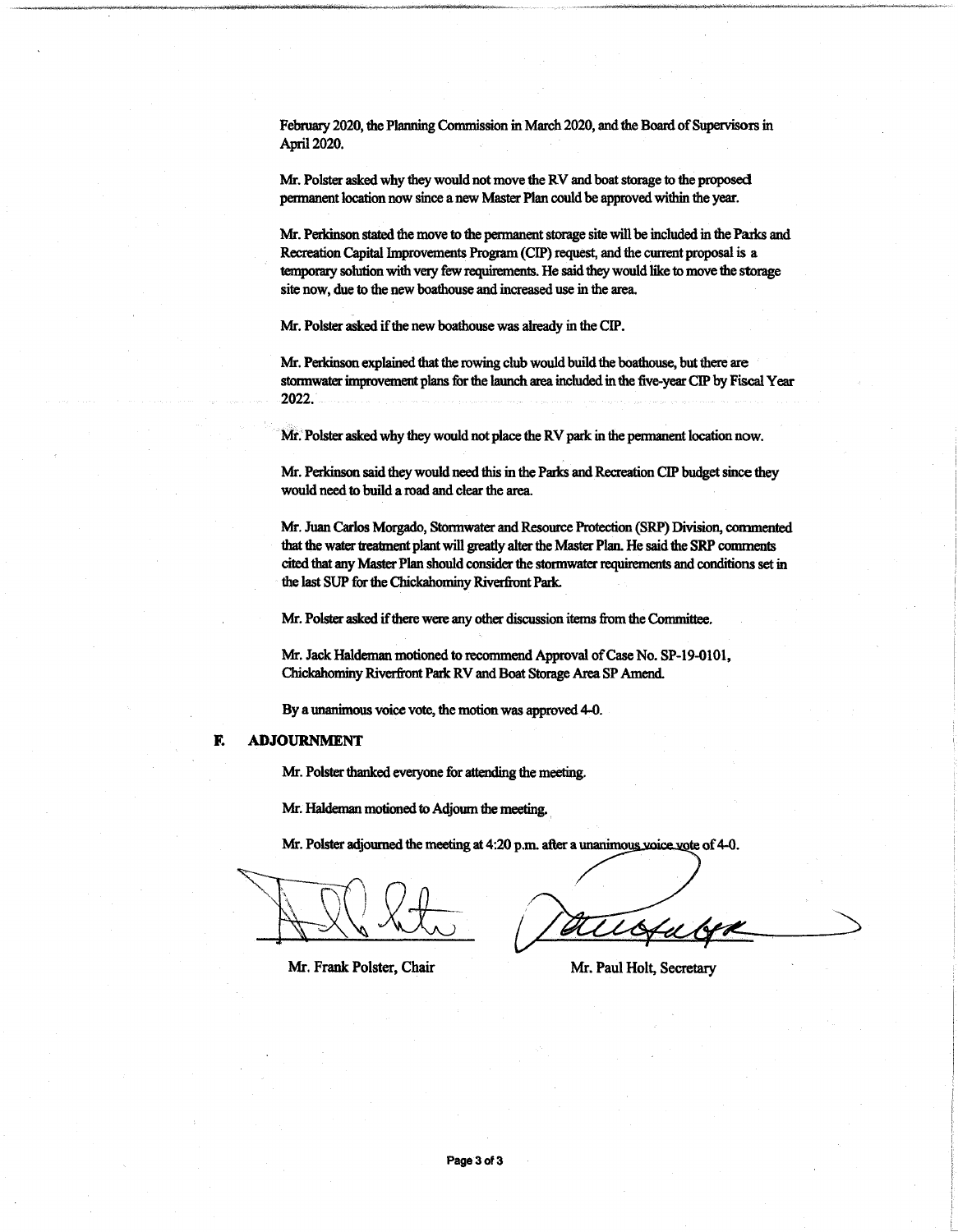February 2020, the Planning Commission in March 2020, and the Board of Supervisors in April 2020.

Mr. Polster asked why they would not move the RV and boat storage to the proposed permanent location now since a new Master Plan could be approved within the year.

Mr. Perkinson stated the move to the permanent storage site will be included in the Parks and Recreation Capital Improvements Program (CIP) request, and the current proposal is a temporary solution with very few requirements. He said they would like to move the storage site now, due to the new boathouse and increased use in the area.

Mr. Polster asked if the new boathouse was already in the CIP.

Mr. Perkinson explained that the rowing club would build the boathouse, but there are stormwater improvement plans for the launch area included in the five-year CIP by Fiscal Year 2022.

Mr. Polster asked why they would not place the RV park in the permanent location now.

Mr. Perkinson said they would need this in the Parks and Recreation CIP budget since they would need to build a road and clear the area.

Mr. Juan Carlos Morgado, Stormwater and Resource Protection (SRP) Division, commented that the water treatment plant will greatly alter the Master Plan. He said the SRP comments cited that any Master Plan should consider the stormwater requirements and conditions set in the last SUP for the Chickahominy Riverfront Park.

Mr. Polster asked if there were any other discussion items from the Committee.

Mr. Jack Haldeman motioned to recommend Approval of Case No. SP-19-0101, Chickahominy Riverfront Park RV and Boat Storage Area SP Amend.

By a unanimous voice vote, the motion was approved 4-0.

## F. ADJOURNMENT

Mr. Polster thanked everyone for attending the meeting.

Mr. Haldeman motioned to Adjourn the meeting.

Mr. Polster adjourned the meeting at 4:20 p.m. after a unanimous voice vote of 4-0.

Mr. Frank Polster, Chair

Mr. Paul Holt, Secretary